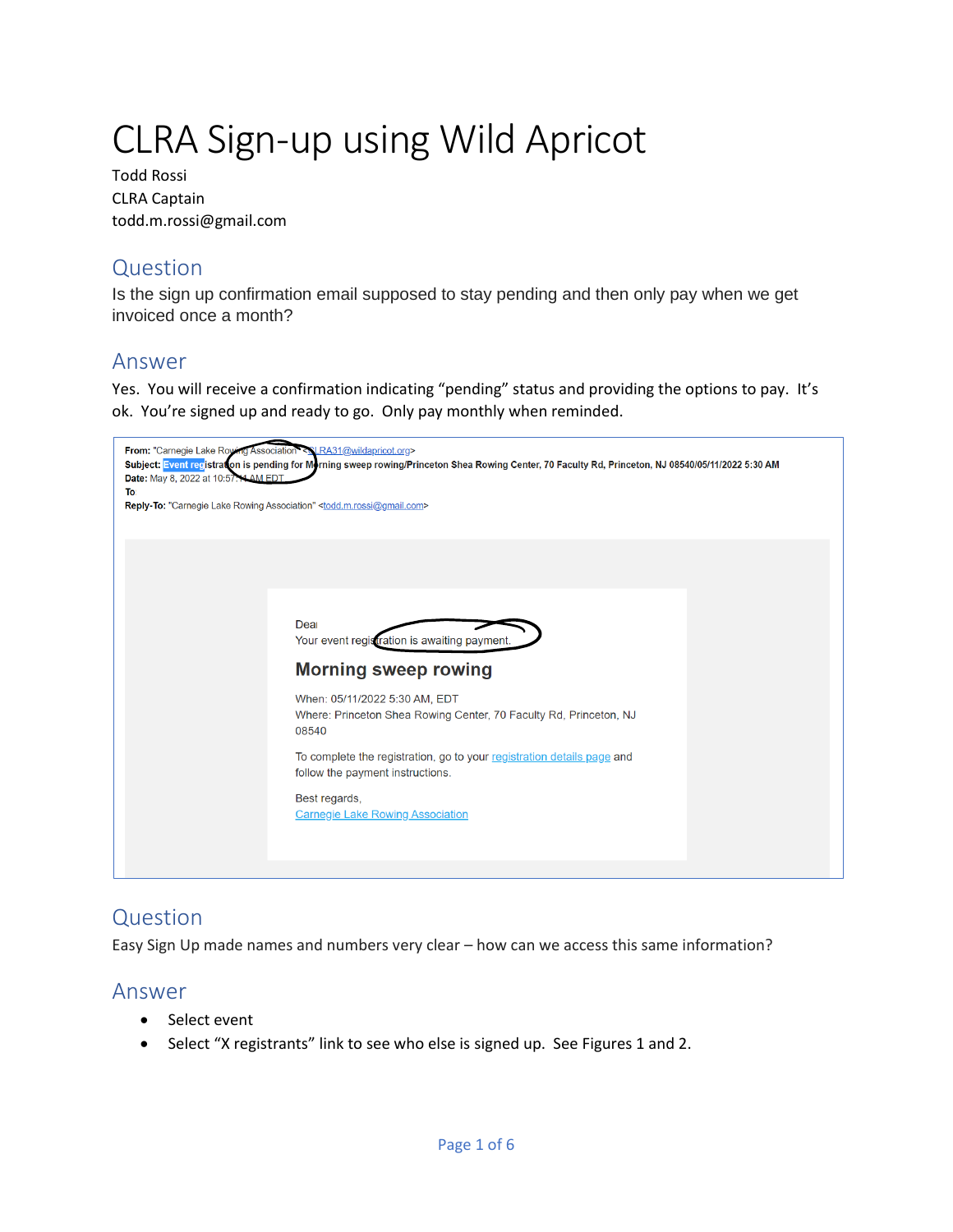# CLRA Sign-up using Wild Apricot

Todd Rossi
CLRA Captain
todd.m.rossi@gmail.com

## Question

Is the sign up confirmation email supposed to stay pending and then only pay when we get invoiced once a month?

## Answer

Yes. You will receive a confirmation indicating "pending" status and providing the options to pay. It's ok. You're signed up and ready to go. Only pay monthly when reminded.

**From:** "Carnegie Lake Rowing Association" <CLRA31@wildapricot.org>
**Subject:** Event registration is pending for Morning sweep rowing/Princeton Shea Rowing Center, 70 Faculty Rd, Princeton, NJ 08540/05/11/2022 5:30 AM
**Date:** May 8, 2022 at 10:57:14 AM EDT
**To**
**Reply-To:** "Carnegie Lake Rowing Association" <todd.m.rossi@gmail.com>

Dear
Your event registration is awaiting payment.

**Morning sweep rowing**

When: 05/11/2022 5:30 AM, EDT
Where: Princeton Shea Rowing Center, 70 Faculty Rd, Princeton, NJ 08540

To complete the registration, go to your registration details page and follow the payment instructions.

Best regards,
Carnegie Lake Rowing Association

## Question

Easy Sign Up made names and numbers very clear – how can we access this same information?

## Answer

- Select event
- Select "X registrants" link to see who else is signed up. See Figures 1 and 2.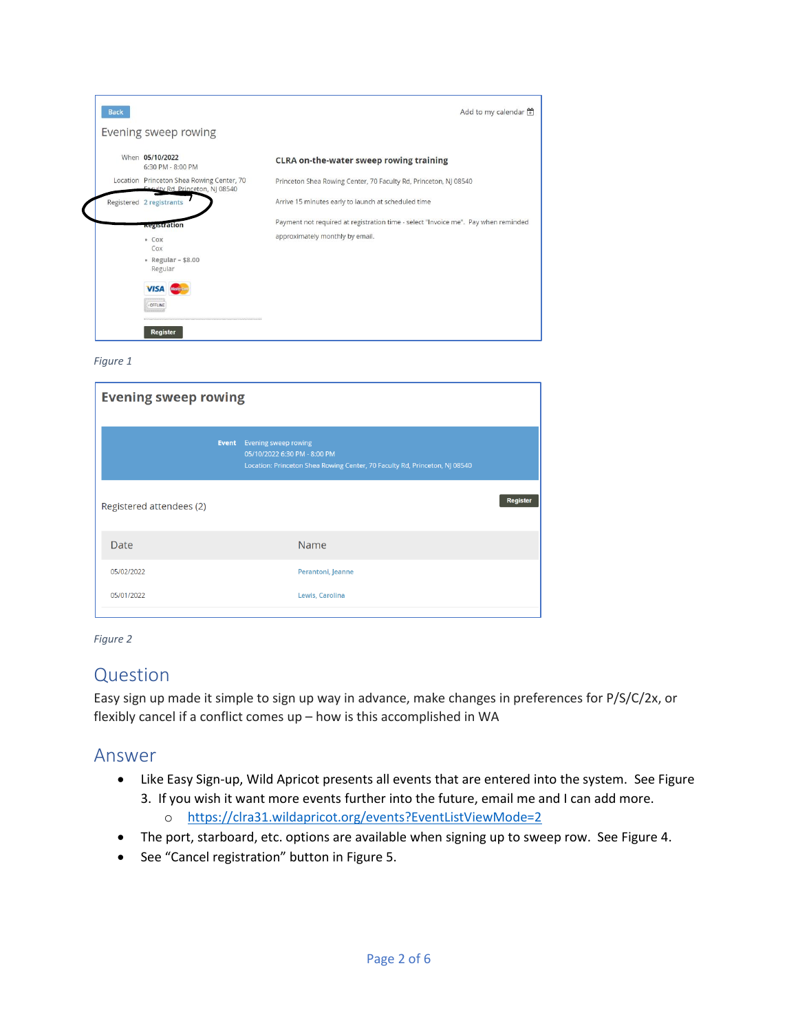Figure 1

Figure 2

## Question

Easy sign up made it simple to sign up way in advance, make changes in preferences for P/S/C/2x, or flexibly cancel if a conflict comes up – how is this accomplished in WA

## Answer

- Like Easy Sign-up, Wild Apricot presents all events that are entered into the system. See Figure 3. If you wish it want more events further into the future, email me and I can add more.
  - https://clra31.wildapricot.org/events?EventListViewMode=2
- The port, starboard, etc. options are available when signing up to sweep row. See Figure 4.
- See "Cancel registration" button in Figure 5.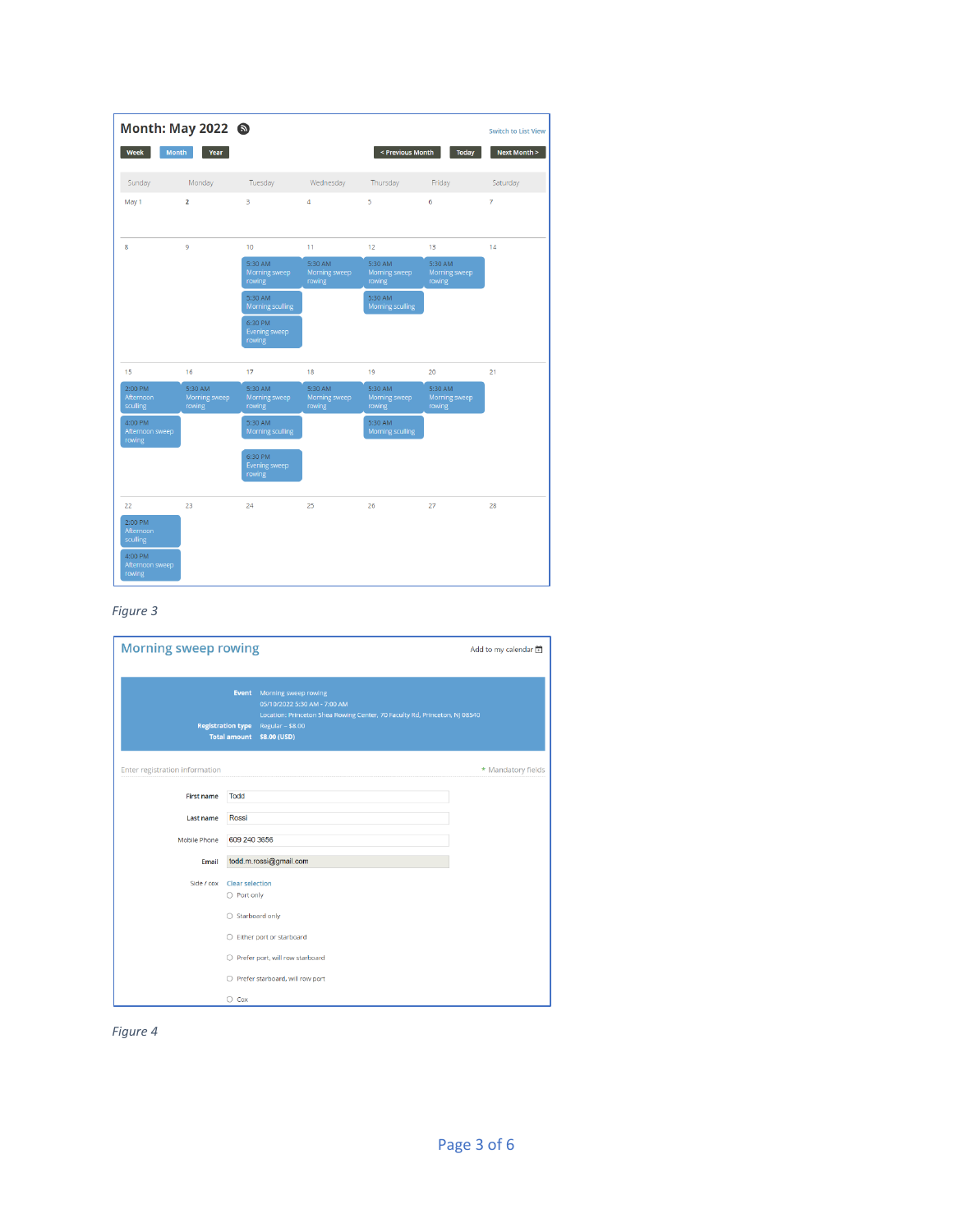# Month: May 2022

Switch to List View

Week | Month | Year

< Previous Month | Today | Next Month >

| Sunday | Monday | Tuesday | Wednesday | Thursday | Friday | Saturday |
|---|---|---|---|---|---|---|
| May 1 | 2 | 3 | 4 | 5 | 6 | 7 |
| 8 | 9 | 10<br>5:30 AM Morning sweep rowing<br>5:30 AM Morning sculling<br>6:30 PM Evening sweep rowing | 11<br>5:30 AM Morning sweep rowing | 12<br>5:30 AM Morning sweep rowing<br>5:30 AM Morning sculling | 13<br>5:30 AM Morning sweep rowing | 14 |
| 15<br>2:00 PM Afternoon sculling<br>4:00 PM Afternoon sweep rowing | 16<br>5:30 AM Morning sweep rowing | 17<br>5:30 AM Morning sweep rowing<br>5:30 AM Morning sculling<br>6:30 PM Evening sweep rowing | 18<br>5:30 AM Morning sweep rowing | 19<br>5:30 AM Morning sweep rowing<br>5:30 AM Morning sculling | 20<br>5:30 AM Morning sweep rowing | 21 |
| 22<br>2:00 PM Afternoon sculling<br>4:00 PM Afternoon sweep rowing | 23 | 24 | 25 | 26 | 27 | 28 |

*Figure 3*

## Morning sweep rowing

Add to my calendar

**Event** Morning sweep rowing
05/10/2022 5:30 AM - 7:00 AM
Location: Princeton Shea Rowing Center, 70 Faculty Rd, Princeton, NJ 08540
**Registration type** Regular – $8.00
**Total amount** **$8.00 (USD)**

Enter registration information

\* Mandatory fields

First name: Todd

Last name: Rossi

Mobile Phone: 609 240 3656

Email: todd.m.rossi@gmail.com

Side / cox: Clear selection

- ○ Port only
- ○ Starboard only
- ○ Either port or starboard
- ○ Prefer port, will row starboard
- ○ Prefer starboard, will row port
- ○ Cox

*Figure 4*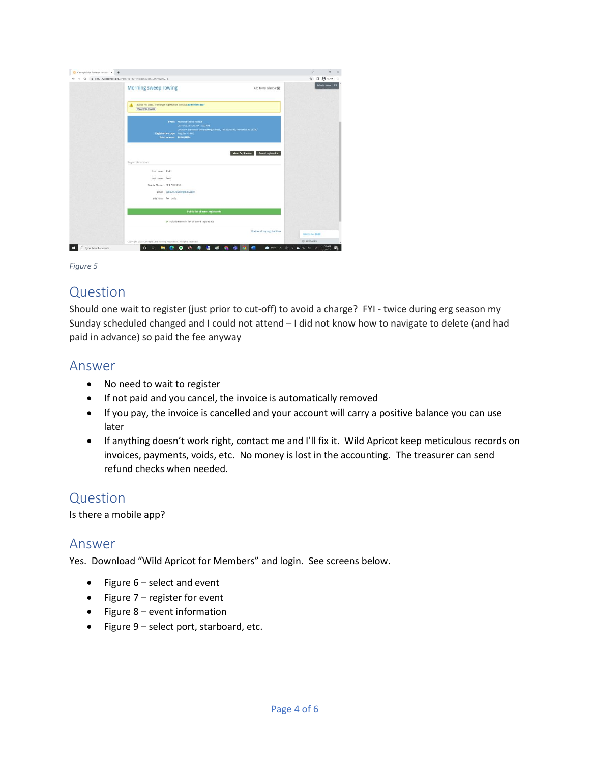*Figure 5*

## Question

Should one wait to register (just prior to cut-off) to avoid a charge? FYI - twice during erg season my Sunday scheduled changed and I could not attend – I did not know how to navigate to delete (and had paid in advance) so paid the fee anyway

## Answer

- No need to wait to register
- If not paid and you cancel, the invoice is automatically removed
- If you pay, the invoice is cancelled and your account will carry a positive balance you can use later
- If anything doesn't work right, contact me and I'll fix it. Wild Apricot keep meticulous records on invoices, payments, voids, etc. No money is lost in the accounting. The treasurer can send refund checks when needed.

## Question

Is there a mobile app?

## Answer

Yes. Download "Wild Apricot for Members" and login. See screens below.

- Figure 6 – select and event
- Figure 7 – register for event
- Figure 8 – event information
- Figure 9 – select port, starboard, etc.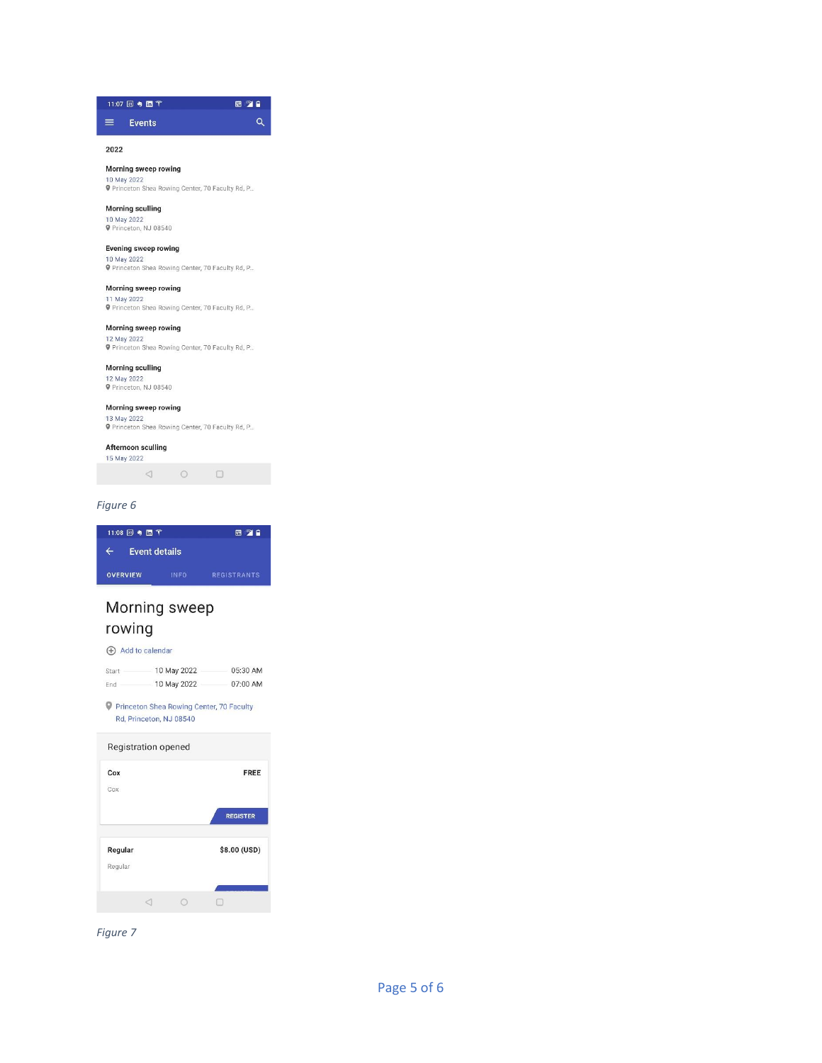11:07

Events

2022

**Morning sweep rowing**
10 May 2022
Princeton Shea Rowing Center, 70 Faculty Rd, P...

**Morning sculling**
10 May 2022
Princeton, NJ 08540

**Evening sweep rowing**
10 May 2022
Princeton Shea Rowing Center, 70 Faculty Rd, P...

**Morning sweep rowing**
11 May 2022
Princeton Shea Rowing Center, 70 Faculty Rd, P...

**Morning sweep rowing**
12 May 2022
Princeton Shea Rowing Center, 70 Faculty Rd, P...

**Morning sculling**
12 May 2022
Princeton, NJ 08540

**Morning sweep rowing**
13 May 2022
Princeton Shea Rowing Center, 70 Faculty Rd, P...

**Afternoon sculling**
15 May 2022

*Figure 6*

11:08

Event details

OVERVIEW INFO REGISTRANTS

Morning sweep rowing

Add to calendar

| | | |
|---|---|---|
| Start | 10 May 2022 | 05:30 AM |
| End | 10 May 2022 | 07:00 AM |

Princeton Shea Rowing Center, 70 Faculty Rd, Princeton, NJ 08540

Registration opened

**Cox** **FREE**
Cox
REGISTER

**Regular** **$8.00 (USD)**
Regular

*Figure 7*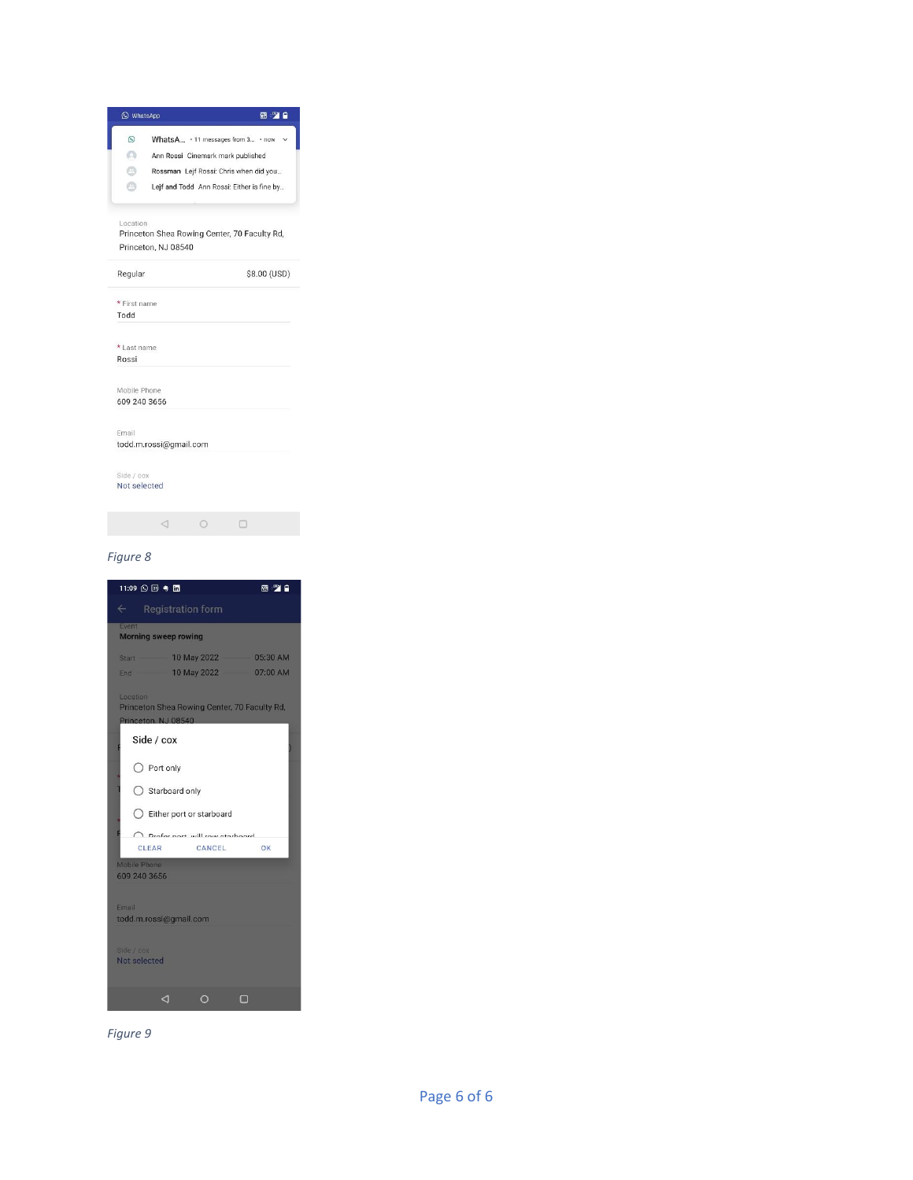*Figure 8*

*Figure 9*